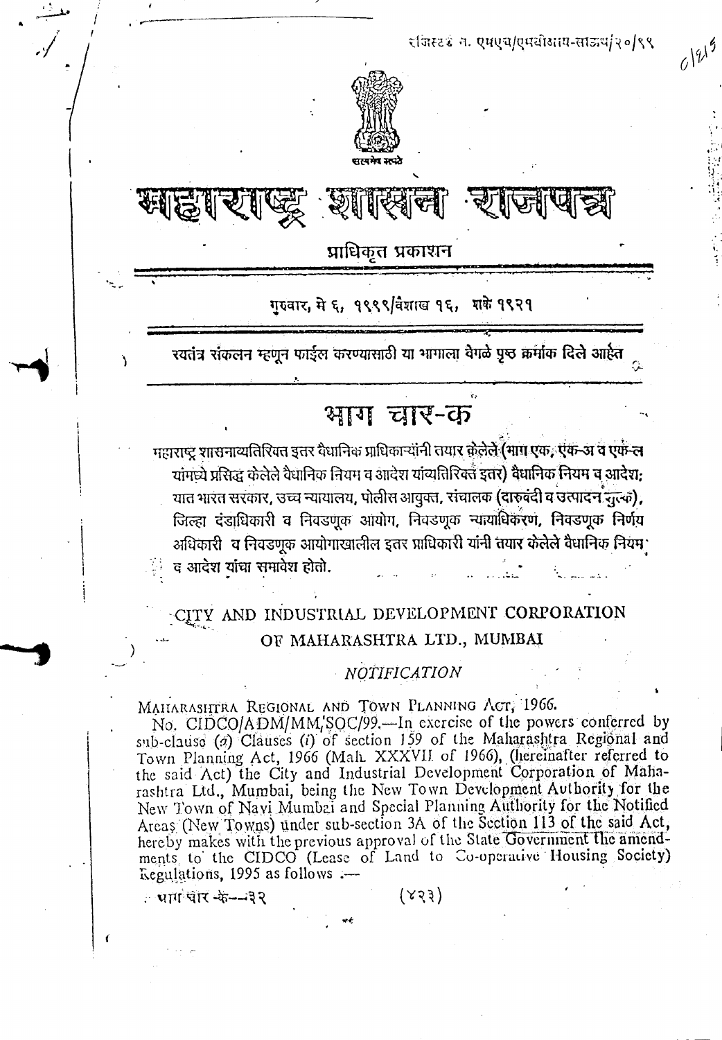रजिस्टर्ड नं. एमएच/एमबीआय-साऊथ/२०/९९

# महाराष्ट्र शासन राजपत्र

प्राधिकृत प्रकाशन

गुरुवार, मे ६, १९९९/वैशाख १६, शके १९२१

स्वतंत्र संकलन म्हणून फाईल करण्यासाठी या भागाला वेगळे पृष्ठ क्रमांक दिले आहेत

## भाग चार-क

महाराष्ट्र शासनाव्यतिरिक्त इतर वैधानिक प्राधिकाऱ्यांनी तयार केलेले (भाग एक, एक-अ व एक-ल यांमध्ये प्रसिद्ध केलेले वैधानिक नियम व आदेश यांव्यतिरिक्त इतर) वैधानिक नियम व आदेश; यात भारत सरकार, उच्च न्यायालय, पोलीस आयुक्त, संचालक (दारुबंदी व उत्पादन शुल्क), जिल्हा दंडाधिकारी व निवडणूक आयोग, निवडणूक न्यायाधिकरण, निवडणूक निर्णय अधिकारी व निवडणूक आयोगाखालील इतर प्राधिकारी यांनी तयार केलेले वैधानिक नियम व आदेश यांचा समावेश होतो.

## CITY AND INDUSTRIAL DEVELOPMENT CORPORATION OF MAHARASHTRA LTD., MUMBAI

### *NOTIFICATION*

MAHARASHTRA REGIONAL AND TOWN PLANNING ACT, 1966.

No. CIDCO/ADM/MM/SOC/99.—In exercise of the powers conferred by sub-clause (a) Clauses (i) of section 159 of the Maharashtra Regional and Town Planning Act, 1966 (Mah. XXXVII of 1966), (hereinafter referred to the said Act) the City and Industrial Development Corporation of Maharashtra Ltd., Mumbai, being the New Town Development Authority for the New Town of Navi Mumbai and Special Planning Authority for the Notified Areas (New Towns) under sub-section 3A of the Section 113 of the said Act, hereby makes with the previous approval of the State Government the amendments to the CIDCO (Lease of Land to Co-operative Housing Society) Regulations, 1995 as follows :—

भाग चार-क—३२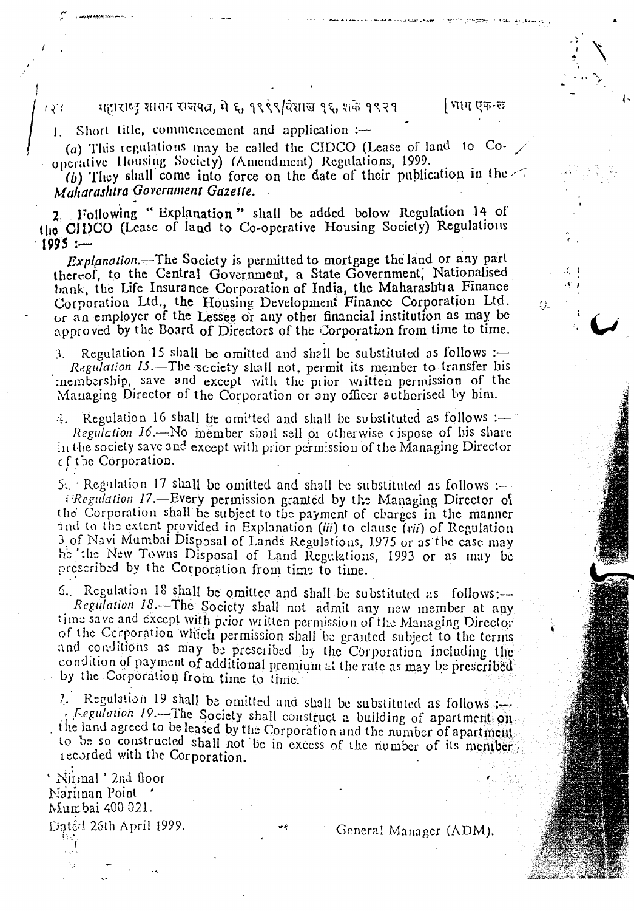1. Short title, commencement and application :—

(*a*) This regulations may be called the CIDCO (Lease of land to Co-operative Housing Society) (Amendment) Regulations, 1999.

(*b*) They shall come into force on the date of their publication in the *Maharashtra Government Gazette*.

2. Following " Explanation " shall be added below Regulation 14 of the CIDCO (Lease of land to Co-operative Housing Society) Regulations **1995** :—

*Explanation*.—The Society is permitted to mortgage the land or any part thereof, to the Central Government, a State Government, Nationalised bank, the Life Insurance Corporation of India, the Maharashtra Finance Corporation Ltd., the Housing Development Finance Corporation Ltd. or an employer of the Lessee or any other financial institution as may be approved by the Board of Directors of the Corporation from time to time.

3. Regulation 15 shall be omitted and shall be substituted as follows :—
*Regulation 15*.—The society shall not, permit its member to transfer his membership, save and except with the prior written permission of the Managing Director of the Corporation or any officer authorised by him.

4. Regulation 16 shall be omitted and shall be substituted as follows :—
*Regulation 16*.—No member shall sell or otherwise dispose of his share in the society save and except with prior permission of the Managing Director of the Corporation.

5. Regulation 17 shall be omitted and shall be substituted as follows :—
*Regulation 17*.—Every permission granted by the Managing Director of the Corporation shall be subject to the payment of charges in the manner and to the extent provided in Explanation (*iii*) to clause (*vii*) of Regulation 3 of Navi Mumbai Disposal of Lands Regulations, 1975 or as the case may be the New Towns Disposal of Land Regulations, 1993 or as may be prescribed by the Corporation from time to time.

6. Regulation 18 shall be omitted and shall be substituted as follows:—
*Regulation 18*.—The Society shall not admit any new member at any time save and except with prior written permission of the Managing Director of the Corporation which permission shall be granted subject to the terms and conditions as may be prescribed by the Corporation including the condition of payment of additional premium at the rate as may be prescribed by the Corporation from time to time.

7. Regulation 19 shall be omitted and shall be substituted as follows :—
*Regulation 19*.—The Society shall construct a building of apartment on the land agreed to be leased by the Corporation and the number of apartment to be so constructed shall not be in excess of the number of its member recorded with the Corporation.

' Nirmal ' 2nd floor
Nariman Point
Mumbai 400 021.
Dated 26th April 1999.

General Manager (ADM).